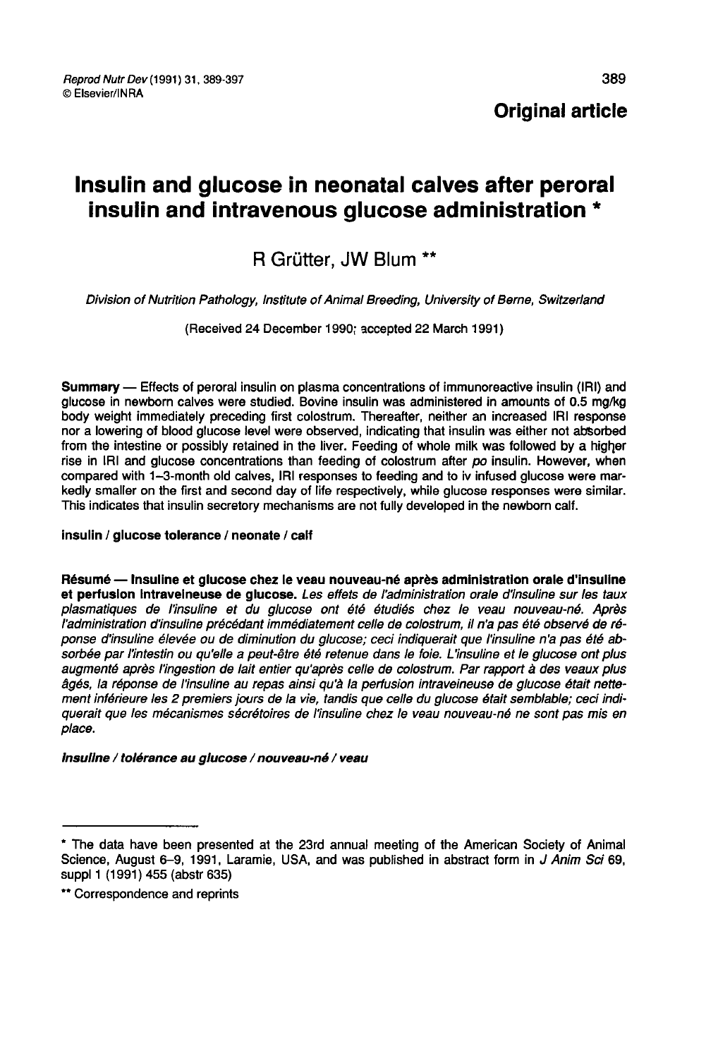Original article

# Insulin and glucose in neonatal calves after peroral insulin and intravenous glucose administration *

R Grütter, JW Blum **

*Division of Nutrition Pathology, Institute of Animal Breeding, University of Berne, Switzerland*

(Received 24 December 1990; accepted 22 March 1991)

**Summary** — Effects of peroral insulin on plasma concentrations of immunoreactive insulin (IRI) and glucose in newborn calves were studied. Bovine insulin was administered in amounts of 0.5 mg/kg body weight immediately preceding first colostrum. Thereafter, neither an increased IRI response nor a lowering of blood glucose level were observed, indicating that insulin was either not absorbed from the intestine or possibly retained in the liver. Feeding of whole milk was followed by a higher rise in IRI and glucose concentrations than feeding of colostrum after *po* insulin. However, when compared with 1–3-month old calves, IRI responses to feeding and to iv infused glucose were markedly smaller on the first and second day of life respectively, while glucose responses were similar. This indicates that insulin secretory mechanisms are not fully developed in the newborn calf.

**insulin / glucose tolerance / neonate / calf**

**Résumé — Insuline et glucose chez le veau nouveau-né après administration orale d'insuline et perfusion intraveineuse de glucose.** *Les effets de l'administration orale d'insuline sur les taux plasmatiques de l'insuline et du glucose ont été étudiés chez le veau nouveau-né. Après l'administration d'insuline précédant immédiatement celle de colostrum, il n'a pas été observé de réponse d'insuline élevée ou de diminution du glucose; ceci indiquerait que l'insuline n'a pas été absorbée par l'intestin ou qu'elle a peut-être été retenue dans le foie. L'insuline et le glucose ont plus augmenté après l'ingestion de lait entier qu'après celle de colostrum. Par rapport à des veaux plus âgés, la réponse de l'insuline au repas ainsi qu'à la perfusion intraveineuse de glucose était nettement inférieure les 2 premiers jours de la vie, tandis que celle du glucose était semblable; ceci indiquerait que les mécanismes sécrétoires de l'insuline chez le veau nouveau-né ne sont pas mis en place.*

***insuline / tolérance au glucose / nouveau-né / veau***

---

* The data have been presented at the 23rd annual meeting of the American Society of Animal Science, August 6–9, 1991, Laramie, USA, and was published in abstract form in *J Anim Sci* 69, suppl 1 (1991) 455 (abstr 635)

** Correspondence and reprints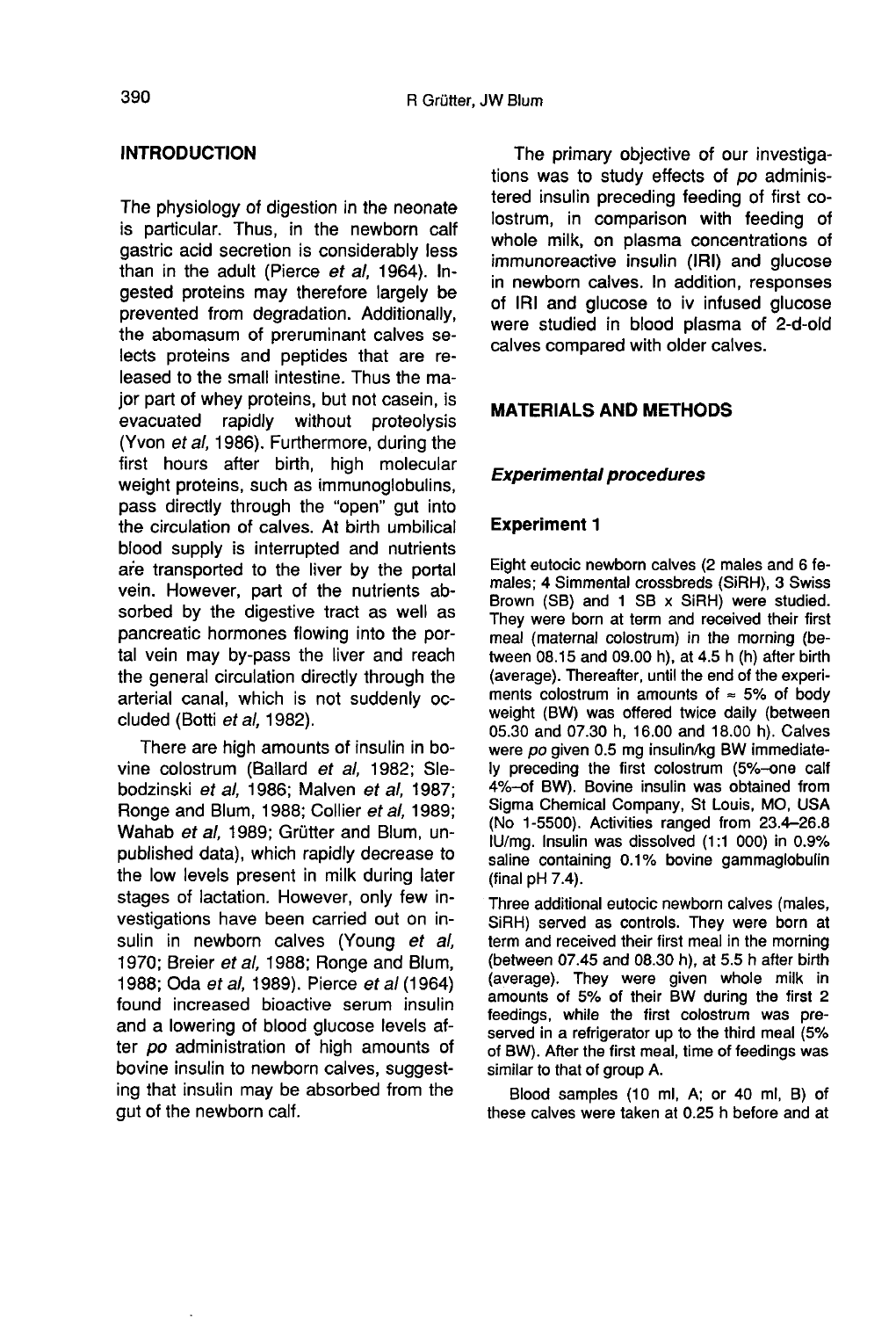## INTRODUCTION

The physiology of digestion in the neonate is particular. Thus, in the newborn calf gastric acid secretion is considerably less than in the adult (Pierce *et al*, 1964). Ingested proteins may therefore largely be prevented from degradation. Additionally, the abomasum of preruminant calves selects proteins and peptides that are released to the small intestine. Thus the major part of whey proteins, but not casein, is evacuated rapidly without proteolysis (Yvon *et al*, 1986). Furthermore, during the first hours after birth, high molecular weight proteins, such as immunoglobulins, pass directly through the "open" gut into the circulation of calves. At birth umbilical blood supply is interrupted and nutrients are transported to the liver by the portal vein. However, part of the nutrients absorbed by the digestive tract as well as pancreatic hormones flowing into the portal vein may by-pass the liver and reach the general circulation directly through the arterial canal, which is not suddenly occluded (Botti *et al*, 1982).

There are high amounts of insulin in bovine colostrum (Ballard *et al*, 1982; Slebodzinski *et al*, 1986; Malven *et al*, 1987; Ronge and Blum, 1988; Collier *et al*, 1989; Wahab *et al*, 1989; Grütter and Blum, unpublished data), which rapidly decrease to the low levels present in milk during later stages of lactation. However, only few investigations have been carried out on insulin in newborn calves (Young *et al*, 1970; Breier *et al*, 1988; Ronge and Blum, 1988; Oda *et al*, 1989). Pierce *et al* (1964) found increased bioactive serum insulin and a lowering of blood glucose levels after *po* administration of high amounts of bovine insulin to newborn calves, suggesting that insulin may be absorbed from the gut of the newborn calf.

The primary objective of our investigations was to study effects of *po* administered insulin preceding feeding of first colostrum, in comparison with feeding of whole milk, on plasma concentrations of immunoreactive insulin (IRI) and glucose in newborn calves. In addition, responses of IRI and glucose to iv infused glucose were studied in blood plasma of 2-d-old calves compared with older calves.

## MATERIALS AND METHODS

### *Experimental procedures*

#### Experiment 1

Eight eutocic newborn calves (2 males and 6 females; 4 Simmental crossbreds (SiRH), 3 Swiss Brown (SB) and 1 SB x SiRH) were studied. They were born at term and received their first meal (maternal colostrum) in the morning (between 08.15 and 09.00 h), at 4.5 h (h) after birth (average). Thereafter, until the end of the experiments colostrum in amounts of ≈ 5% of body weight (BW) was offered twice daily (between 05.30 and 07.30 h, 16.00 and 18.00 h). Calves were *po* given 0.5 mg insulin/kg BW immediately preceding the first colostrum (5%–one calf 4%–of BW). Bovine insulin was obtained from Sigma Chemical Company, St Louis, MO, USA (No 1-5500). Activities ranged from 23.4–26.8 IU/mg. Insulin was dissolved (1:1 000) in 0.9% saline containing 0.1% bovine gammaglobulin (final pH 7.4).

Three additional eutocic newborn calves (males, SiRH) served as controls. They were born at term and received their first meal in the morning (between 07.45 and 08.30 h), at 5.5 h after birth (average). They were given whole milk in amounts of 5% of their BW during the first 2 feedings, while the first colostrum was preserved in a refrigerator up to the third meal (5% of BW). After the first meal, time of feedings was similar to that of group A.

Blood samples (10 ml, A; or 40 ml, B) of these calves were taken at 0.25 h before and at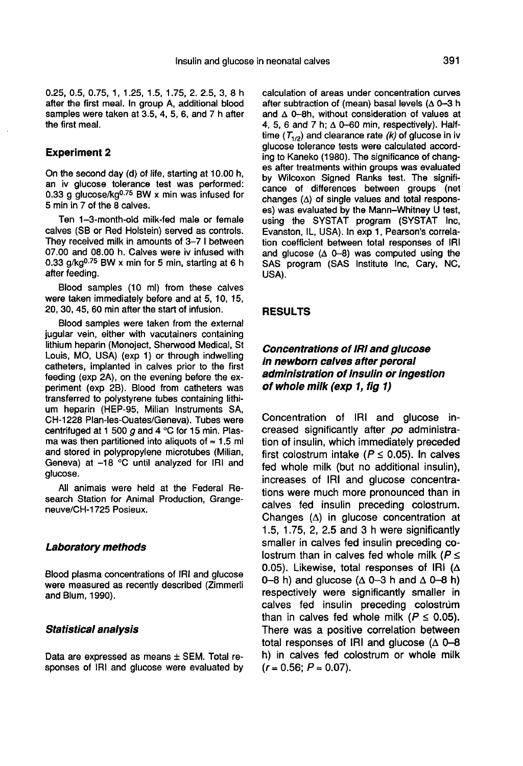0.25, 0.5, 0.75, 1, 1.25, 1.5, 1.75, 2. 2.5, 3, 8 h after the first meal. In group A, additional blood samples were taken at 3.5, 4, 5, 6, and 7 h after the first meal.

### Experiment 2

On the second day (d) of life, starting at 10.00 h, an iv glucose tolerance test was performed: 0.33 g glucose/kg$^{0.75}$ BW x min was infused for 5 min in 7 of the 8 calves.

Ten 1–3-month-old milk-fed male or female calves (SB or Red Holstein) served as controls. They received milk in amounts of 3–7 l between 07.00 and 08.00 h. Calves were iv infused with 0.33 g/kg$^{0.75}$ BW x min for 5 min, starting at 6 h after feeding.

Blood samples (10 ml) from these calves were taken immediately before and at 5, 10, 15, 20, 30, 45, 60 min after the start of infusion.

Blood samples were taken from the external jugular vein, either with vacutainers containing lithium heparin (Monoject, Sherwood Medical, St Louis, MO, USA) (exp 1) or through indwelling catheters, implanted in calves prior to the first feeding (exp 2A), on the evening before the experiment (exp 2B). Blood from catheters was transferred to polystyrene tubes containing lithium heparin (HEP-95, Milian Instruments SA, CH-1228 Plan-les-Ouates/Geneva). Tubes were centrifuged at 1 500 *g* and 4 °C for 15 min. Plasma was then partitioned into aliquots of ≈ 1.5 ml and stored in polypropylene microtubes (Milian, Geneva) at –18 °C until analyzed for IRI and glucose.

All animals were held at the Federal Research Station for Animal Production, Grangeneuve/CH-1725 Posieux.

### Laboratory methods

Blood plasma concentrations of IRI and glucose were measured as recently described (Zimmerli and Blum, 1990).

### Statistical analysis

Data are expressed as means ± SEM. Total responses of IRI and glucose were evaluated by calculation of areas under concentration curves after subtraction of (mean) basal levels (Δ 0–3 h and Δ 0–8h, without consideration of values at 4, 5, 6 and 7 h; Δ 0–60 min, respectively). Halftime ($T_{1/2}$) and clearance rate (*k*) of glucose in iv glucose tolerance tests were calculated according to Kaneko (1980). The significance of changes after treatments within groups was evaluated by Wilcoxon Signed Ranks test. The significance of differences between groups (net changes (Δ) of single values and total responses) was evaluated by the Mann–Whitney U test, using the SYSTAT program (SYSTAT Inc, Evanston, IL, USA). In exp 1, Pearson's correlation coefficient between total responses of IRI and glucose (Δ 0–8) was computed using the SAS program (SAS Institute Inc, Cary, NC, USA).

## RESULTS

### Concentrations of IRI and glucose in newborn calves after peroral administration of insulin or ingestion of whole milk (exp 1, fig 1)

Concentration of IRI and glucose increased significantly after *po* administration of insulin, which immediately preceded first colostrum intake ($P \leq 0.05$). In calves fed whole milk (but no additional insulin), increases of IRI and glucose concentrations were much more pronounced than in calves fed insulin preceding colostrum. Changes (Δ) in glucose concentration at 1.5, 1.75, 2, 2.5 and 3 h were significantly smaller in calves fed insulin preceding colostrum than in calves fed whole milk ($P \leq 0.05$). Likewise, total responses of IRI (Δ 0–8 h) and glucose (Δ 0–3 h and Δ 0–8 h) respectively were significantly smaller in calves fed insulin preceding colostrum than in calves fed whole milk ($P \leq 0.05$). There was a positive correlation between total responses of IRI and glucose (Δ 0–8 h) in calves fed colostrum or whole milk ($r = 0.56$; $P = 0.07$).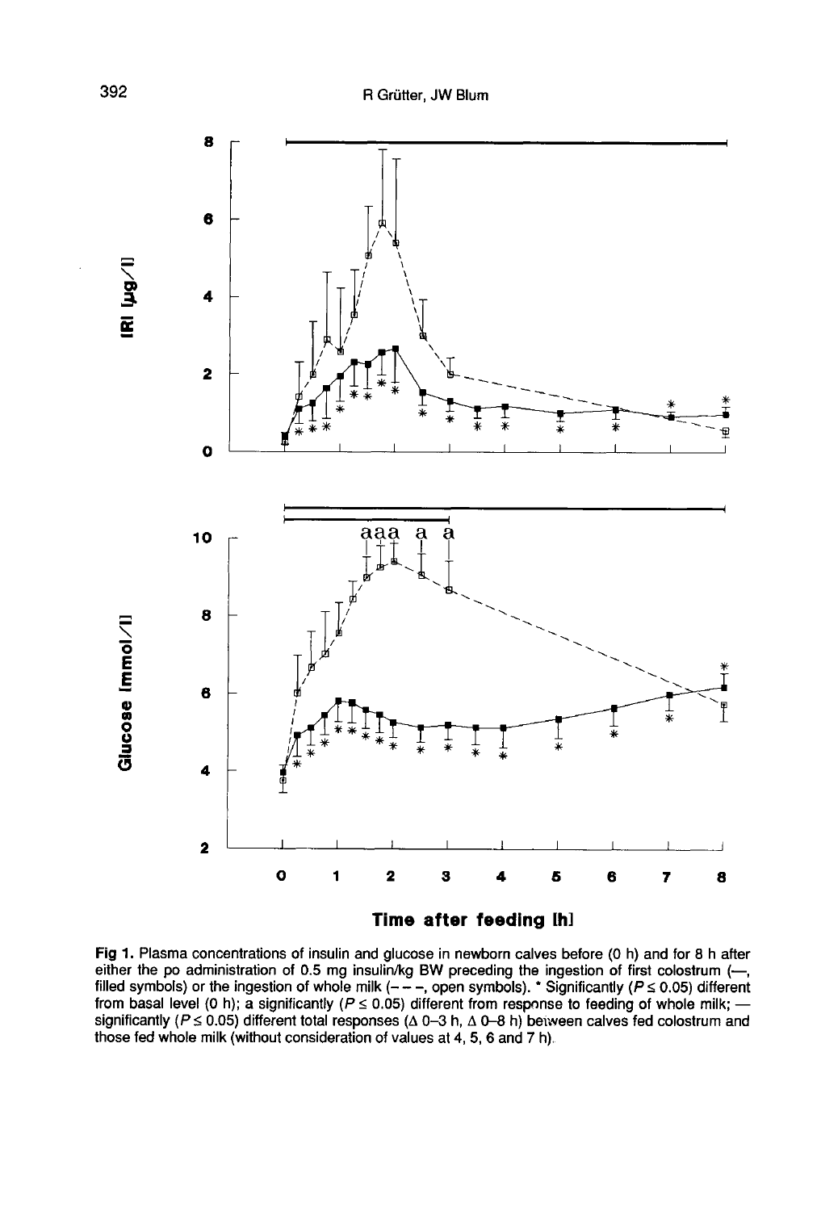Fig 1. Plasma concentrations of insulin and glucose in newborn calves before (0 h) and for 8 h after either the po administration of 0.5 mg insulin/kg BW preceding the ingestion of first colostrum (—, filled symbols) or the ingestion of whole milk (– – –, open symbols). * Significantly ($P \leq 0.05$) different from basal level (0 h); a significantly ($P \leq 0.05$) different from response to feeding of whole milk; — significantly ($P \leq 0.05$) different total responses (Δ 0–3 h, Δ 0–8 h) between calves fed colostrum and those fed whole milk (without consideration of values at 4, 5, 6 and 7 h).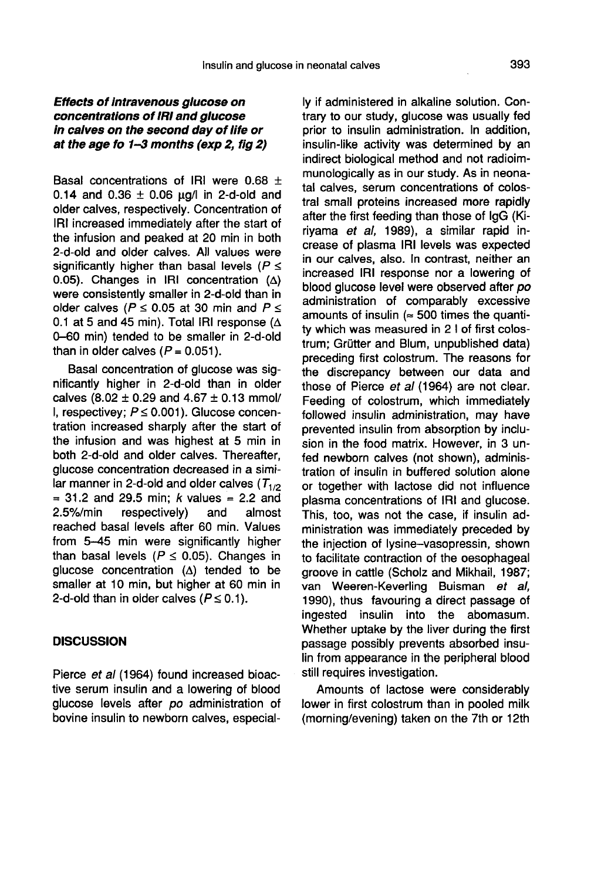### *Effects of intravenous glucose on concentrations of IRI and glucose in calves on the second day of life or at the age fo 1–3 months (exp 2, fig 2)*

Basal concentrations of IRI were 0.68 ± 0.14 and 0.36 ± 0.06 μg/l in 2-d-old and older calves, respectively. Concentration of IRI increased immediately after the start of the infusion and peaked at 20 min in both 2-d-old and older calves. All values were significantly higher than basal levels ($P \leq 0.05$). Changes in IRI concentration (Δ) were consistently smaller in 2-d-old than in older calves ($P \leq 0.05$ at 30 min and $P \leq 0.1$ at 5 and 45 min). Total IRI response (Δ 0–60 min) tended to be smaller in 2-d-old than in older calves ($P = 0.051$).

Basal concentration of glucose was significantly higher in 2-d-old than in older calves (8.02 ± 0.29 and 4.67 ± 0.13 mmol/l, respectivey; $P \leq 0.001$). Glucose concentration increased sharply after the start of the infusion and was highest at 5 min in both 2-d-old and older calves. Thereafter, glucose concentration decreased in a similar manner in 2-d-old and older calves ($T_{1/2}$ = 31.2 and 29.5 min; $k$ values = 2.2 and 2.5%/min respectively) and almost reached basal levels after 60 min. Values from 5–45 min were significantly higher than basal levels ($P \leq 0.05$). Changes in glucose concentration (Δ) tended to be smaller at 10 min, but higher at 60 min in 2-d-old than in older calves ($P \leq 0.1$).

## DISCUSSION

Pierce *et al* (1964) found increased bioactive serum insulin and a lowering of blood glucose levels after *po* administration of bovine insulin to newborn calves, especially if administered in alkaline solution. Contrary to our study, glucose was usually fed prior to insulin administration. In addition, insulin-like activity was determined by an indirect biological method and not radioimmunologically as in our study. As in neonatal calves, serum concentrations of colostral small proteins increased more rapidly after the first feeding than those of IgG (Kiriyama *et al*, 1989), a similar rapid increase of plasma IRI levels was expected in our calves, also. In contrast, neither an increased IRI response nor a lowering of blood glucose level were observed after *po* administration of comparably excessive amounts of insulin (≈ 500 times the quantity which was measured in 2 l of first colostrum; Grütter and Blum, unpublished data) preceding first colostrum. The reasons for the discrepancy between our data and those of Pierce *et al* (1964) are not clear. Feeding of colostrum, which immediately followed insulin administration, may have prevented insulin from absorption by inclusion in the food matrix. However, in 3 unfed newborn calves (not shown), administration of insulin in buffered solution alone or together with lactose did not influence plasma concentrations of IRI and glucose. This, too, was not the case, if insulin administration was immediately preceded by the injection of lysine–vasopressin, shown to facilitate contraction of the oesophageal groove in cattle (Scholz and Mikhail, 1987; van Weeren-Keverling Buisman *et al*, 1990), thus favouring a direct passage of ingested insulin into the abomasum. Whether uptake by the liver during the first passage possibly prevents absorbed insulin from appearance in the peripheral blood still requires investigation.

Amounts of lactose were considerably lower in first colostrum than in pooled milk (morning/evening) taken on the 7th or 12th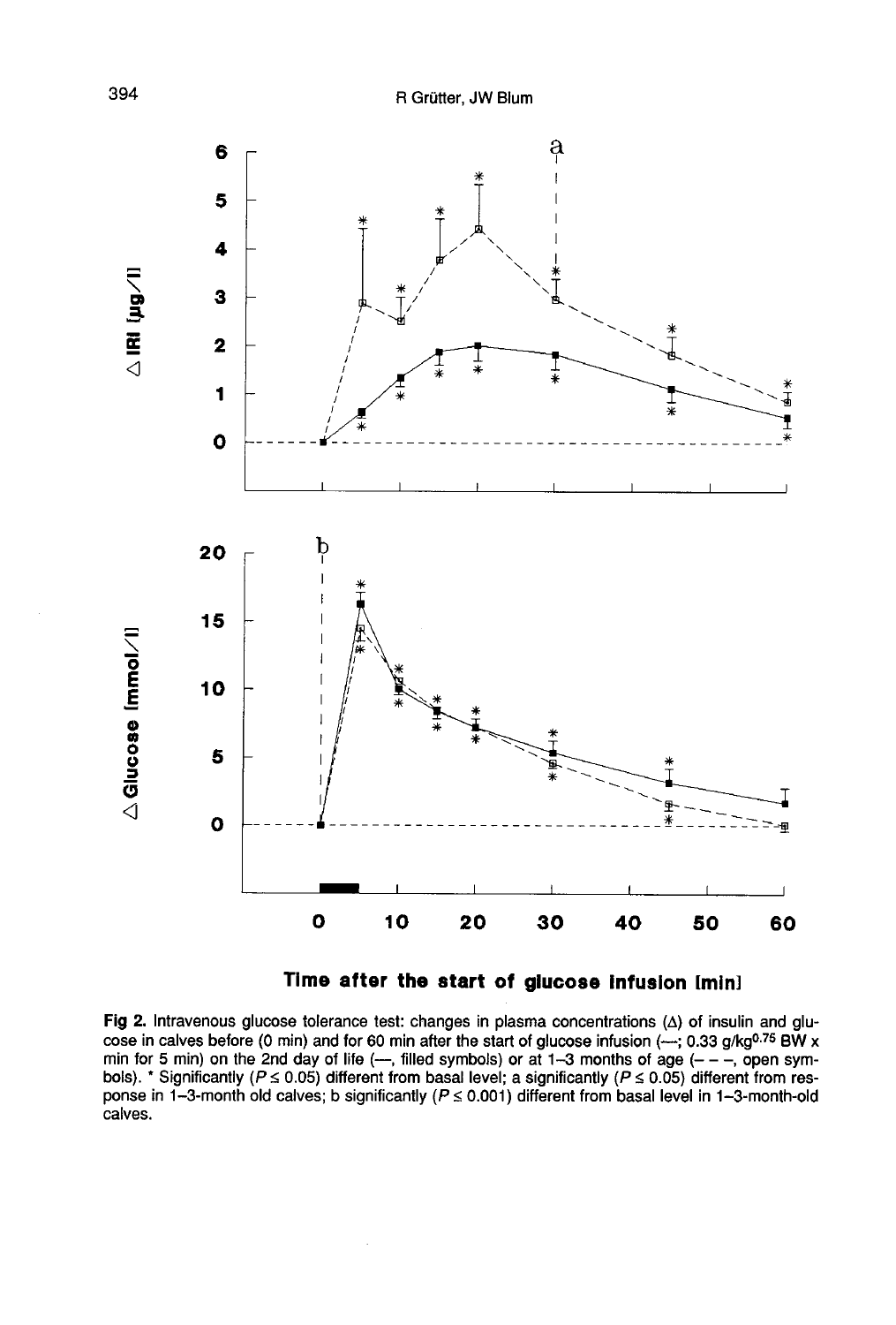**Fig 2.** Intravenous glucose tolerance test: changes in plasma concentrations (Δ) of insulin and glucose in calves before (0 min) and for 60 min after the start of glucose infusion (—; 0.33 g/kg$^{0.75}$ BW x min for 5 min) on the 2nd day of life (—, filled symbols) or at 1–3 months of age (– – –, open symbols). * Significantly ($P \leq 0.05$) different from basal level; a significantly ($P \leq 0.05$) different from response in 1–3-month old calves; b significantly ($P \leq 0.001$) different from basal level in 1–3-month-old calves.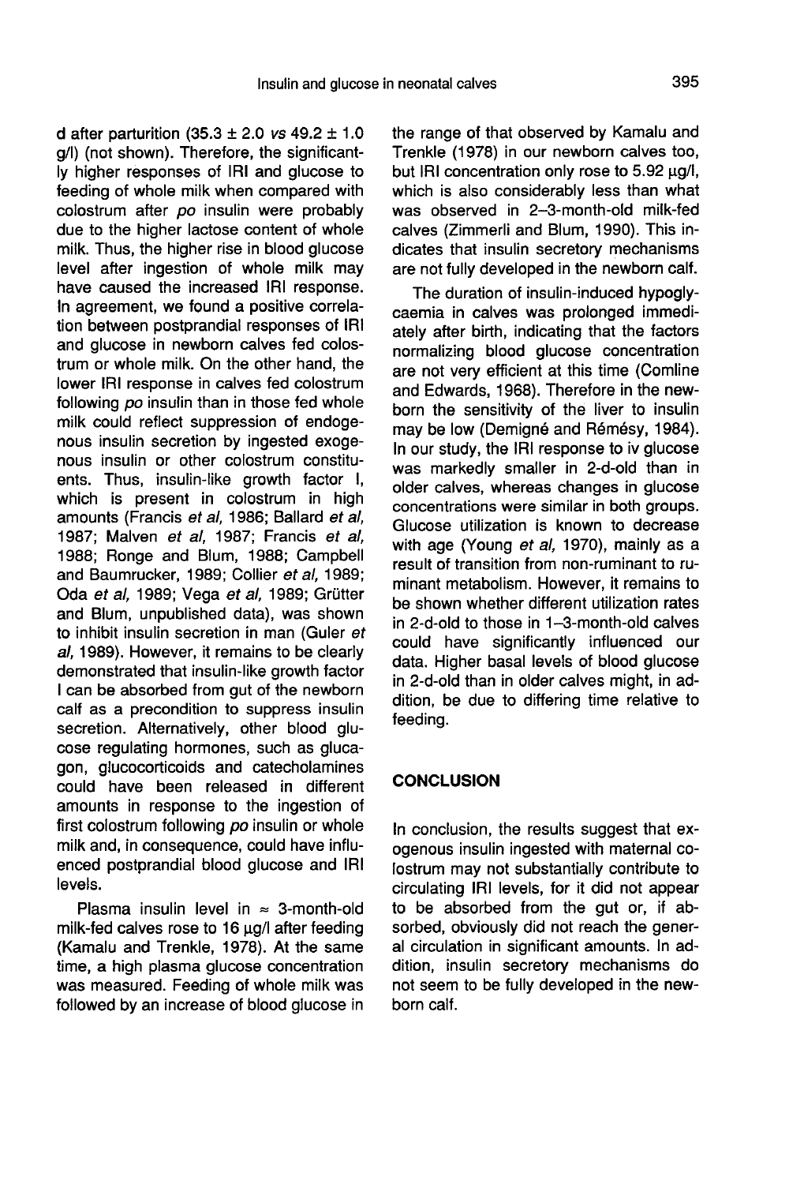d after parturition (35.3 ± 2.0 *vs* 49.2 ± 1.0 g/l) (not shown). Therefore, the significantly higher responses of IRI and glucose to feeding of whole milk when compared with colostrum after *po* insulin were probably due to the higher lactose content of whole milk. Thus, the higher rise in blood glucose level after ingestion of whole milk may have caused the increased IRI response. In agreement, we found a positive correlation between postprandial responses of IRI and glucose in newborn calves fed colostrum or whole milk. On the other hand, the lower IRI response in calves fed colostrum following *po* insulin than in those fed whole milk could reflect suppression of endogenous insulin secretion by ingested exogenous insulin or other colostrum constituents. Thus, insulin-like growth factor I, which is present in colostrum in high amounts (Francis *et al*, 1986; Ballard *et al*, 1987; Malven *et al*, 1987; Francis *et al*, 1988; Ronge and Blum, 1988; Campbell and Baumrucker, 1989; Collier *et al*, 1989; Oda *et al*, 1989; Vega *et al*, 1989; Grütter and Blum, unpublished data), was shown to inhibit insulin secretion in man (Guler *et al*, 1989). However, it remains to be clearly demonstrated that insulin-like growth factor I can be absorbed from gut of the newborn calf as a precondition to suppress insulin secretion. Alternatively, other blood glucose regulating hormones, such as glucagon, glucocorticoids and catecholamines could have been released in different amounts in response to the ingestion of first colostrum following *po* insulin or whole milk and, in consequence, could have influenced postprandial blood glucose and IRI levels.

Plasma insulin level in ≈ 3-month-old milk-fed calves rose to 16 μg/l after feeding (Kamalu and Trenkle, 1978). At the same time, a high plasma glucose concentration was measured. Feeding of whole milk was followed by an increase of blood glucose in the range of that observed by Kamalu and Trenkle (1978) in our newborn calves too, but IRI concentration only rose to 5.92 μg/l, which is also considerably less than what was observed in 2–3-month-old milk-fed calves (Zimmerli and Blum, 1990). This indicates that insulin secretory mechanisms are not fully developed in the newborn calf.

The duration of insulin-induced hypoglycaemia in calves was prolonged immediately after birth, indicating that the factors normalizing blood glucose concentration are not very efficient at this time (Comline and Edwards, 1968). Therefore in the newborn the sensitivity of the liver to insulin may be low (Demigné and Rémésy, 1984). In our study, the IRI response to iv glucose was markedly smaller in 2-d-old than in older calves, whereas changes in glucose concentrations were similar in both groups. Glucose utilization is known to decrease with age (Young *et al*, 1970), mainly as a result of transition from non-ruminant to ruminant metabolism. However, it remains to be shown whether different utilization rates in 2-d-old to those in 1–3-month-old calves could have significantly influenced our data. Higher basal levels of blood glucose in 2-d-old than in older calves might, in addition, be due to differing time relative to feeding.

## CONCLUSION

In conclusion, the results suggest that exogenous insulin ingested with maternal colostrum may not substantially contribute to circulating IRI levels, for it did not appear to be absorbed from the gut or, if absorbed, obviously did not reach the general circulation in significant amounts. In addition, insulin secretory mechanisms do not seem to be fully developed in the newborn calf.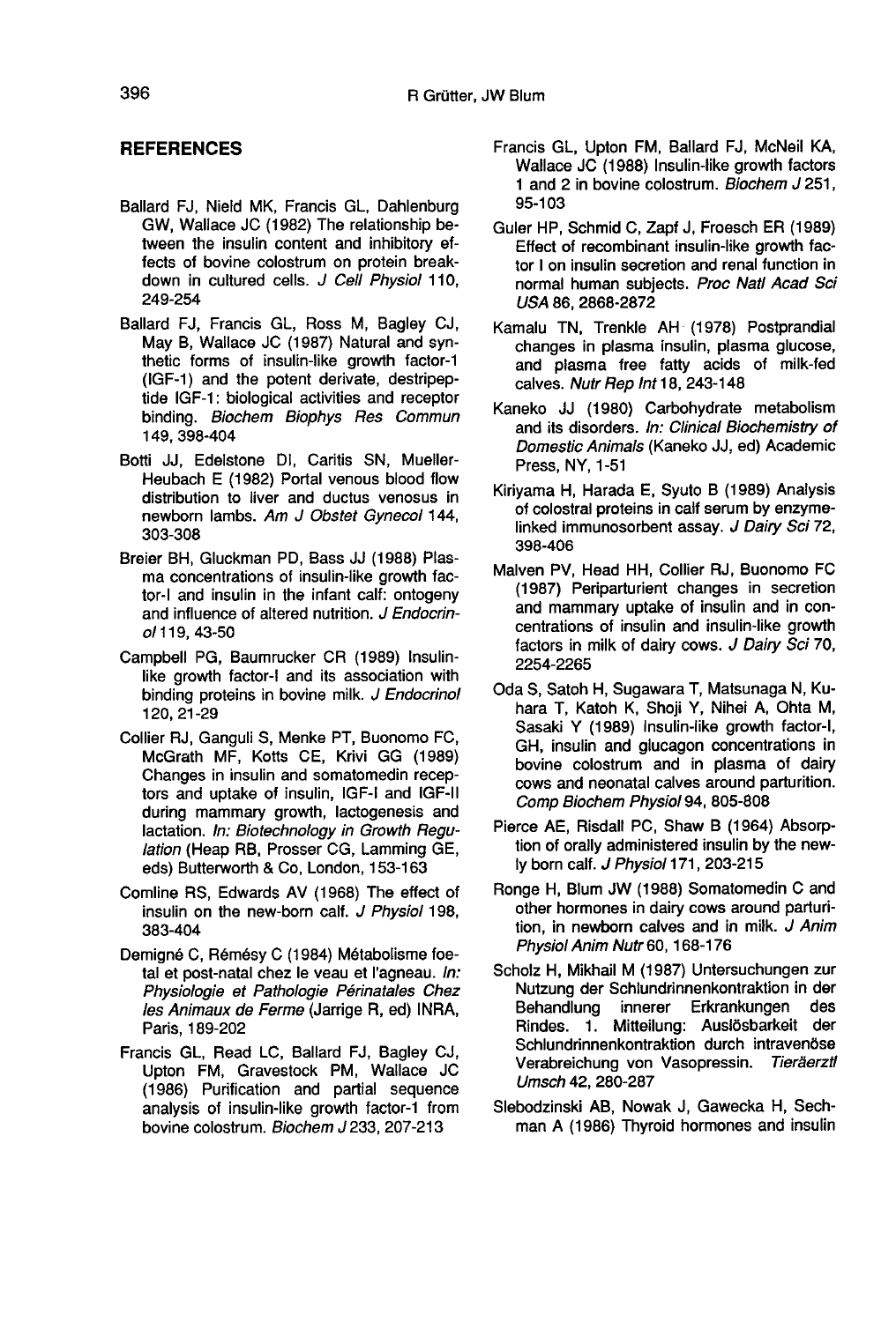## REFERENCES

Ballard FJ, Nield MK, Francis GL, Dahlenburg GW, Wallace JC (1982) The relationship between the insulin content and inhibitory effects of bovine colostrum on protein breakdown in cultured cells. *J Cell Physiol* 110, 249-254

Ballard FJ, Francis GL, Ross M, Bagley CJ, May B, Wallace JC (1987) Natural and synthetic forms of insulin-like growth factor-1 (IGF-1) and the potent derivate, destripeptide IGF-1: biological activities and receptor binding. *Biochem Biophys Res Commun* 149, 398-404

Botti JJ, Edelstone DI, Caritis SN, Mueller-Heubach E (1982) Portal venous blood flow distribution to liver and ductus venosus in newborn lambs. *Am J Obstet Gynecol* 144, 303-308

Breier BH, Gluckman PD, Bass JJ (1988) Plasma concentrations of insulin-like growth factor-I and insulin in the infant calf: ontogeny and influence of altered nutrition. *J Endocrinol* 119, 43-50

Campbell PG, Baumrucker CR (1989) Insulin-like growth factor-I and its association with binding proteins in bovine milk. *J Endocrinol* 120, 21-29

Collier RJ, Ganguli S, Menke PT, Buonomo FC, McGrath MF, Kotts CE, Krivi GG (1989) Changes in insulin and somatomedin receptors and uptake of insulin, IGF-I and IGF-II during mammary growth, lactogenesis and lactation. *In: Biotechnology in Growth Regulation* (Heap RB, Prosser CG, Lamming GE, eds) Butterworth & Co, London, 153-163

Comline RS, Edwards AV (1968) The effect of insulin on the new-born calf. *J Physiol* 198, 383-404

Demigné C, Rémésy C (1984) Métabolisme foetal et post-natal chez le veau et l'agneau. *In: Physiologie et Pathologie Périnatales Chez les Animaux de Ferme* (Jarrige R, ed) INRA, Paris, 189-202

Francis GL, Read LC, Ballard FJ, Bagley CJ, Upton FM, Gravestock PM, Wallace JC (1986) Purification and partial sequence analysis of insulin-like growth factor-1 from bovine colostrum. *Biochem J* 233, 207-213

Francis GL, Upton FM, Ballard FJ, McNeil KA, Wallace JC (1988) Insulin-like growth factors 1 and 2 in bovine colostrum. *Biochem J* 251, 95-103

Guler HP, Schmid C, Zapf J, Froesch ER (1989) Effect of recombinant insulin-like growth factor I on insulin secretion and renal function in normal human subjects. *Proc Natl Acad Sci USA* 86, 2868-2872

Kamalu TN, Trenkle AH (1978) Postprandial changes in plasma insulin, plasma glucose, and plasma free fatty acids of milk-fed calves. *Nutr Rep Int* 18, 243-148

Kaneko JJ (1980) Carbohydrate metabolism and its disorders. *In: Clinical Biochemistry of Domestic Animals* (Kaneko JJ, ed) Academic Press, NY, 1-51

Kiriyama H, Harada E, Syuto B (1989) Analysis of colostral proteins in calf serum by enzyme-linked immunosorbent assay. *J Dairy Sci* 72, 398-406

Malven PV, Head HH, Collier RJ, Buonomo FC (1987) Periparturient changes in secretion and mammary uptake of insulin and in concentrations of insulin and insulin-like growth factors in milk of dairy cows. *J Dairy Sci* 70, 2254-2265

Oda S, Satoh H, Sugawara T, Matsunaga N, Kuhara T, Katoh K, Shoji Y, Nihei A, Ohta M, Sasaki Y (1989) Insulin-like growth factor-I, GH, insulin and glucagon concentrations in bovine colostrum and in plasma of dairy cows and neonatal calves around parturition. *Comp Biochem Physiol* 94, 805-808

Pierce AE, Risdall PC, Shaw B (1964) Absorption of orally administered insulin by the newly born calf. *J Physiol* 171, 203-215

Ronge H, Blum JW (1988) Somatomedin C and other hormones in dairy cows around parturition, in newborn calves and in milk. *J Anim Physiol Anim Nutr* 60, 168-176

Scholz H, Mikhail M (1987) Untersuchungen zur Nutzung der Schlundrinnenkontraktion in der Behandlung innerer Erkrankungen des Rindes. 1. Mitteilung: Auslösbarkeit der Schlundrinnenkontraktion durch intravenöse Verabreichung von Vasopressin. *Tieräerztl Umsch* 42, 280-287

Slebodzinski AB, Nowak J, Gawecka H, Sechman A (1986) Thyroid hormones and insulin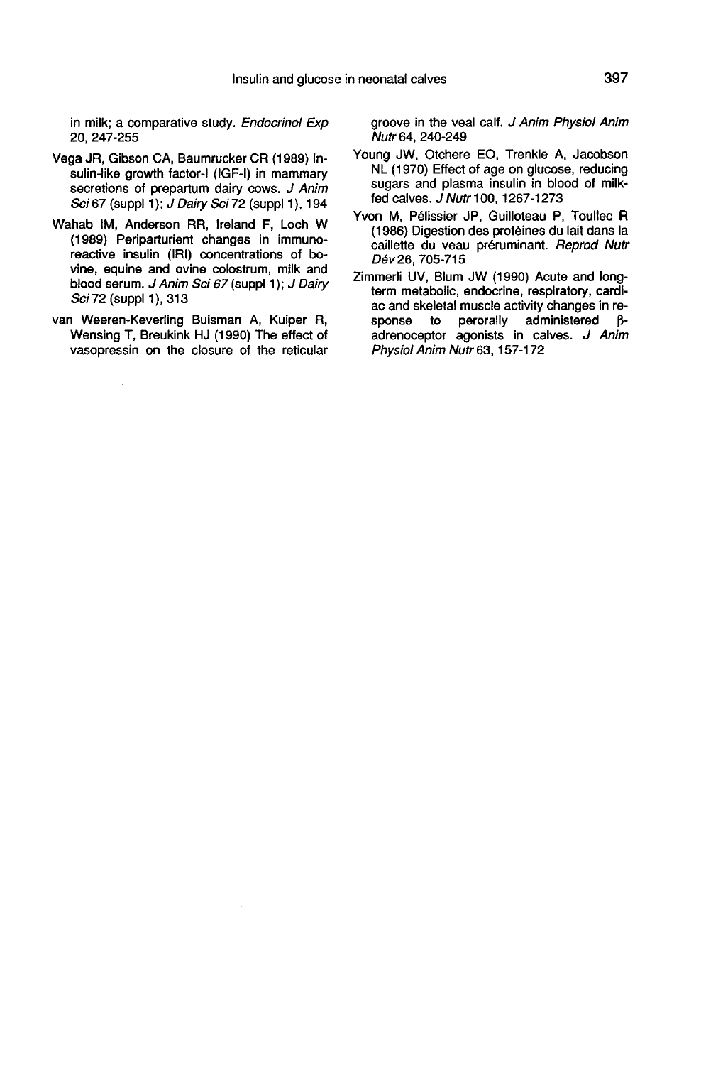in milk; a comparative study. *Endocrinol Exp* 20, 247-255

Vega JR, Gibson CA, Baumrucker CR (1989) Insulin-like growth factor-I (IGF-I) in mammary secretions of prepartum dairy cows. *J Anim Sci* 67 (suppl 1); *J Dairy Sci* 72 (suppl 1), 194

Wahab IM, Anderson RR, Ireland F, Loch W (1989) Periparturient changes in immunoreactive insulin (IRI) concentrations of bovine, equine and ovine colostrum, milk and blood serum. *J Anim Sci 67* (suppl 1); *J Dairy Sci* 72 (suppl 1), 313

van Weeren-Keverling Buisman A, Kuiper R, Wensing T, Breukink HJ (1990) The effect of vasopressin on the closure of the reticular groove in the veal calf. *J Anim Physiol Anim Nutr* 64, 240-249

Young JW, Otchere EO, Trenkle A, Jacobson NL (1970) Effect of age on glucose, reducing sugars and plasma insulin in blood of milk-fed calves. *J Nutr* 100, 1267-1273

Yvon M, Pélissier JP, Guilloteau P, Toullec R (1986) Digestion des protéines du lait dans la caillette du veau préruminant. *Reprod Nutr Dév* 26, 705-715

Zimmerli UV, Blum JW (1990) Acute and long-term metabolic, endocrine, respiratory, cardiac and skeletal muscle activity changes in response to perorally administered β-adrenoceptor agonists in calves. *J Anim Physiol Anim Nutr* 63, 157-172